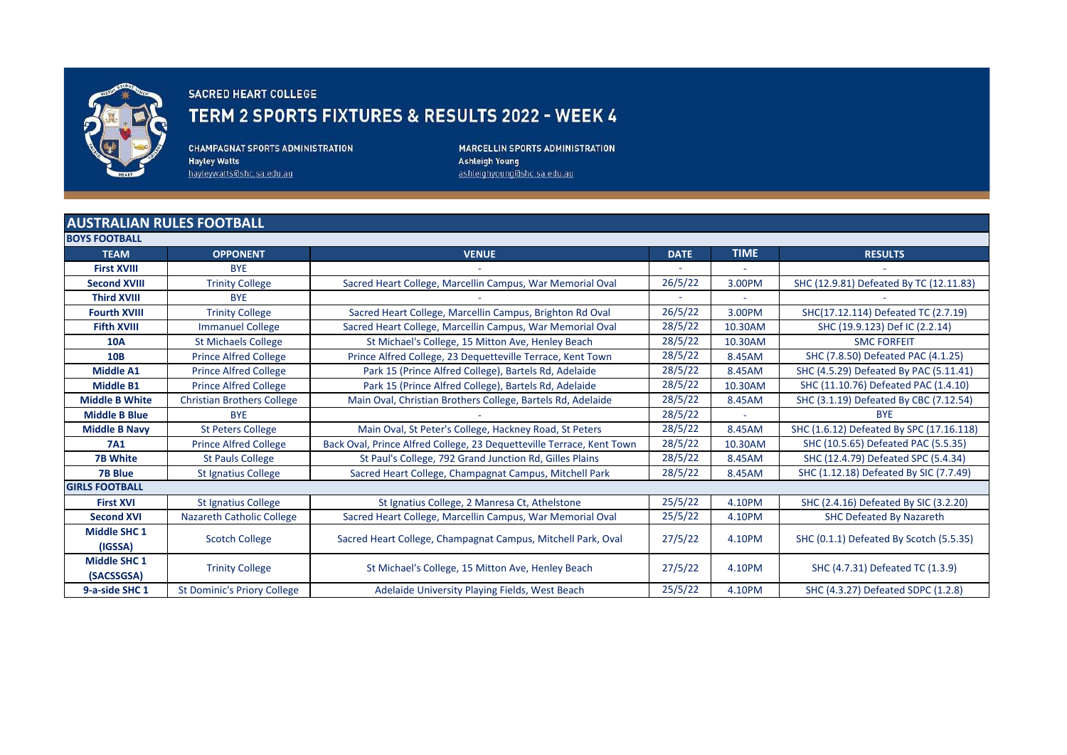# SACRED HEART COLLEGE

## TERM 2 SPORTS FIXTURES & RESULTS 2022 - WEEK 4

**CHAMPAGNAT SPORTS ADMINISTRATION**
Hayley Watts
hayleywatts@shc.sa.edu.au

**MARCELLIN SPORTS ADMINISTRATION**
Ashleigh Young
ashleighyoung@shc.sa.edu.au

## AUSTRALIAN RULES FOOTBALL

### BOYS FOOTBALL

| TEAM | OPPONENT | VENUE | DATE | TIME | RESULTS |
|---|---|---|---|---|---|
| First XVIII | BYE | - | - | - | - |
| Second XVIII | Trinity College | Sacred Heart College, Marcellin Campus, War Memorial Oval | 26/5/22 | 3.00PM | SHC (12.9.81) Defeated By TC (12.11.83) |
| Third XVIII | BYE | - | - | - | - |
| Fourth XVIII | Trinity College | Sacred Heart College, Marcellin Campus, Brighton Rd Oval | 26/5/22 | 3.00PM | SHC(17.12.114) Defeated TC (2.7.19) |
| Fifth XVIII | Immanuel College | Sacred Heart College, Marcellin Campus, War Memorial Oval | 28/5/22 | 10.30AM | SHC (19.9.123) Def IC (2.2.14) |
| 10A | St Michaels College | St Michael's College, 15 Mitton Ave, Henley Beach | 28/5/22 | 10.30AM | SMC FORFEIT |
| 10B | Prince Alfred College | Prince Alfred College, 23 Dequetteville Terrace, Kent Town | 28/5/22 | 8.45AM | SHC (7.8.50) Defeated PAC (4.1.25) |
| Middle A1 | Prince Alfred College | Park 15 (Prince Alfred College), Bartels Rd, Adelaide | 28/5/22 | 8.45AM | SHC (4.5.29) Defeated By PAC (5.11.41) |
| Middle B1 | Prince Alfred College | Park 15 (Prince Alfred College), Bartels Rd, Adelaide | 28/5/22 | 10.30AM | SHC (11.10.76) Defeated PAC (1.4.10) |
| Middle B White | Christian Brothers College | Main Oval, Christian Brothers College, Bartels Rd, Adelaide | 28/5/22 | 8.45AM | SHC (3.1.19) Defeated By CBC (7.12.54) |
| Middle B Blue | BYE | - | 28/5/22 | - | BYE |
| Middle B Navy | St Peters College | Main Oval, St Peter's College, Hackney Road, St Peters | 28/5/22 | 8.45AM | SHC (1.6.12) Defeated By SPC (17.16.118) |
| 7A1 | Prince Alfred College | Back Oval, Prince Alfred College, 23 Dequetteville Terrace, Kent Town | 28/5/22 | 10.30AM | SHC (10.5.65) Defeated PAC (5.5.35) |
| 7B White | St Pauls College | St Paul's College, 792 Grand Junction Rd, Gilles Plains | 28/5/22 | 8.45AM | SHC (12.4.79) Defeated SPC (5.4.34) |
| 7B Blue | St Ignatius College | Sacred Heart College, Champagnat Campus, Mitchell Park | 28/5/22 | 8.45AM | SHC (1.12.18) Defeated By SIC (7.7.49) |

### GIRLS FOOTBALL

| TEAM | OPPONENT | VENUE | DATE | TIME | RESULTS |
|---|---|---|---|---|---|
| First XVI | St Ignatius College | St Ignatius College, 2 Manresa Ct, Athelstone | 25/5/22 | 4.10PM | SHC (2.4.16) Defeated By SIC (3.2.20) |
| Second XVI | Nazareth Catholic College | Sacred Heart College, Marcellin Campus, War Memorial Oval | 25/5/22 | 4.10PM | SHC Defeated By Nazareth |
| Middle SHC 1 (IGSSA) | Scotch College | Sacred Heart College, Champagnat Campus, Mitchell Park, Oval | 27/5/22 | 4.10PM | SHC (0.1.1) Defeated By Scotch (5.5.35) |
| Middle SHC 1 (SACSSGSA) | Trinity College | St Michael's College, 15 Mitton Ave, Henley Beach | 27/5/22 | 4.10PM | SHC (4.7.31) Defeated TC (1.3.9) |
| 9-a-side SHC 1 | St Dominic's Priory College | Adelaide University Playing Fields, West Beach | 25/5/22 | 4.10PM | SHC (4.3.27) Defeated SDPC (1.2.8) |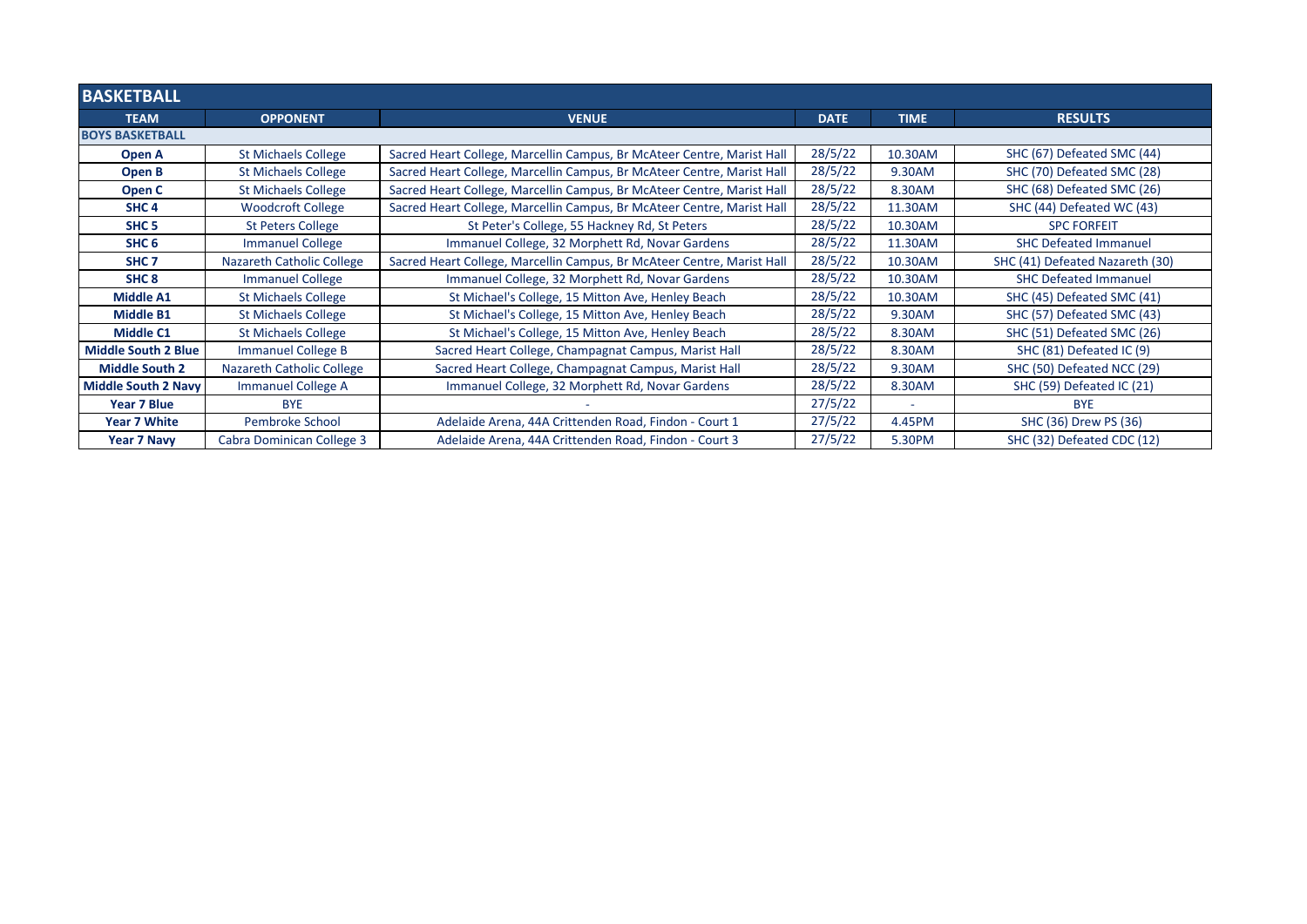## BASKETBALL

| TEAM | OPPONENT | VENUE | DATE | TIME | RESULTS |
|---|---|---|---|---|---|
| **BOYS BASKETBALL** | | | | | |
| **Open A** | St Michaels College | Sacred Heart College, Marcellin Campus, Br McAteer Centre, Marist Hall | 28/5/22 | 10.30AM | SHC (67) Defeated SMC (44) |
| **Open B** | St Michaels College | Sacred Heart College, Marcellin Campus, Br McAteer Centre, Marist Hall | 28/5/22 | 9.30AM | SHC (70) Defeated SMC (28) |
| **Open C** | St Michaels College | Sacred Heart College, Marcellin Campus, Br McAteer Centre, Marist Hall | 28/5/22 | 8.30AM | SHC (68) Defeated SMC (26) |
| **SHC 4** | Woodcroft College | Sacred Heart College, Marcellin Campus, Br McAteer Centre, Marist Hall | 28/5/22 | 11.30AM | SHC (44) Defeated WC (43) |
| **SHC 5** | St Peters College | St Peter's College, 55 Hackney Rd, St Peters | 28/5/22 | 10.30AM | SPC FORFEIT |
| **SHC 6** | Immanuel College | Immanuel College, 32 Morphett Rd, Novar Gardens | 28/5/22 | 11.30AM | SHC Defeated Immanuel |
| **SHC 7** | Nazareth Catholic College | Sacred Heart College, Marcellin Campus, Br McAteer Centre, Marist Hall | 28/5/22 | 10.30AM | SHC (41) Defeated Nazareth (30) |
| **SHC 8** | Immanuel College | Immanuel College, 32 Morphett Rd, Novar Gardens | 28/5/22 | 10.30AM | SHC Defeated Immanuel |
| **Middle A1** | St Michaels College | St Michael's College, 15 Mitton Ave, Henley Beach | 28/5/22 | 10.30AM | SHC (45) Defeated SMC (41) |
| **Middle B1** | St Michaels College | St Michael's College, 15 Mitton Ave, Henley Beach | 28/5/22 | 9.30AM | SHC (57) Defeated SMC (43) |
| **Middle C1** | St Michaels College | St Michael's College, 15 Mitton Ave, Henley Beach | 28/5/22 | 8.30AM | SHC (51) Defeated SMC (26) |
| **Middle South 2 Blue** | Immanuel College B | Sacred Heart College, Champagnat Campus, Marist Hall | 28/5/22 | 8.30AM | SHC (81) Defeated IC (9) |
| **Middle South 2** | Nazareth Catholic College | Sacred Heart College, Champagnat Campus, Marist Hall | 28/5/22 | 9.30AM | SHC (50) Defeated NCC (29) |
| **Middle South 2 Navy** | Immanuel College A | Immanuel College, 32 Morphett Rd, Novar Gardens | 28/5/22 | 8.30AM | SHC (59) Defeated IC (21) |
| **Year 7 Blue** | BYE | - | 27/5/22 | - | BYE |
| **Year 7 White** | Pembroke School | Adelaide Arena, 44A Crittenden Road, Findon - Court 1 | 27/5/22 | 4.45PM | SHC (36) Drew PS (36) |
| **Year 7 Navy** | Cabra Dominican College 3 | Adelaide Arena, 44A Crittenden Road, Findon - Court 3 | 27/5/22 | 5.30PM | SHC (32) Defeated CDC (12) |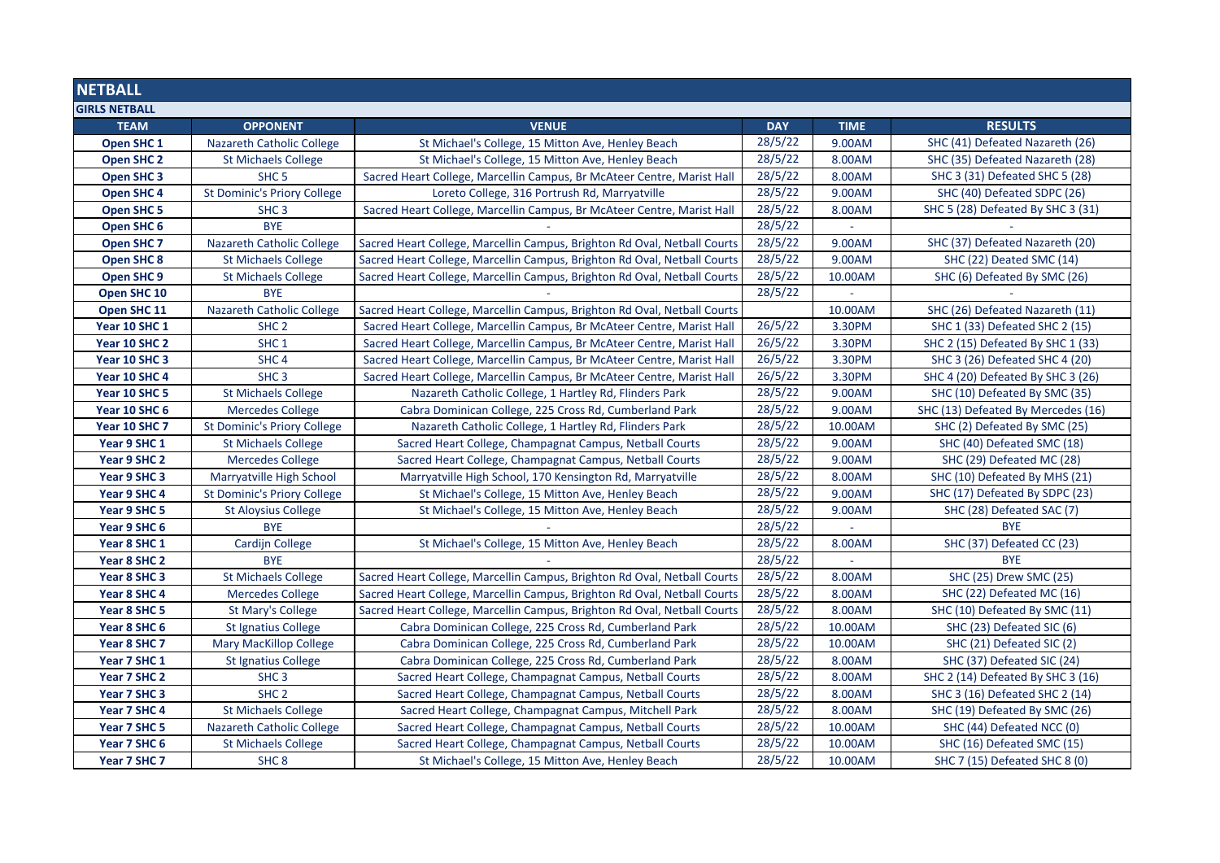# NETBALL

## GIRLS NETBALL

| TEAM | OPPONENT | VENUE | DAY | TIME | RESULTS |
|---|---|---|---|---|---|
| Open SHC 1 | Nazareth Catholic College | St Michael's College, 15 Mitton Ave, Henley Beach | 28/5/22 | 9.00AM | SHC (41) Defeated Nazareth (26) |
| Open SHC 2 | St Michaels College | St Michael's College, 15 Mitton Ave, Henley Beach | 28/5/22 | 8.00AM | SHC (35) Defeated Nazareth (28) |
| Open SHC 3 | SHC 5 | Sacred Heart College, Marcellin Campus, Br McAteer Centre, Marist Hall | 28/5/22 | 8.00AM | SHC 3 (31) Defeated SHC 5 (28) |
| Open SHC 4 | St Dominic's Priory College | Loreto College, 316 Portrush Rd, Marryatville | 28/5/22 | 9.00AM | SHC (40) Defeated SDPC (26) |
| Open SHC 5 | SHC 3 | Sacred Heart College, Marcellin Campus, Br McAteer Centre, Marist Hall | 28/5/22 | 8.00AM | SHC 5 (28) Defeated By SHC 3 (31) |
| Open SHC 6 | BYE | - | 28/5/22 | - | - |
| Open SHC 7 | Nazareth Catholic College | Sacred Heart College, Marcellin Campus, Brighton Rd Oval, Netball Courts | 28/5/22 | 9.00AM | SHC (37) Defeated Nazareth (20) |
| Open SHC 8 | St Michaels College | Sacred Heart College, Marcellin Campus, Brighton Rd Oval, Netball Courts | 28/5/22 | 9.00AM | SHC (22) Deated SMC (14) |
| Open SHC 9 | St Michaels College | Sacred Heart College, Marcellin Campus, Brighton Rd Oval, Netball Courts | 28/5/22 | 10.00AM | SHC (6) Defeated By SMC (26) |
| Open SHC 10 | BYE | - | 28/5/22 | - | - |
| Open SHC 11 | Nazareth Catholic College | Sacred Heart College, Marcellin Campus, Brighton Rd Oval, Netball Courts | | 10.00AM | SHC (26) Defeated Nazareth (11) |
| Year 10 SHC 1 | SHC 2 | Sacred Heart College, Marcellin Campus, Br McAteer Centre, Marist Hall | 26/5/22 | 3.30PM | SHC 1 (33) Defeated SHC 2 (15) |
| Year 10 SHC 2 | SHC 1 | Sacred Heart College, Marcellin Campus, Br McAteer Centre, Marist Hall | 26/5/22 | 3.30PM | SHC 2 (15) Defeated By SHC 1 (33) |
| Year 10 SHC 3 | SHC 4 | Sacred Heart College, Marcellin Campus, Br McAteer Centre, Marist Hall | 26/5/22 | 3.30PM | SHC 3 (26) Defeated SHC 4 (20) |
| Year 10 SHC 4 | SHC 3 | Sacred Heart College, Marcellin Campus, Br McAteer Centre, Marist Hall | 26/5/22 | 3.30PM | SHC 4 (20) Defeated By SHC 3 (26) |
| Year 10 SHC 5 | St Michaels College | Nazareth Catholic College, 1 Hartley Rd, Flinders Park | 28/5/22 | 9.00AM | SHC (10) Defeated By SMC (35) |
| Year 10 SHC 6 | Mercedes College | Cabra Dominican College, 225 Cross Rd, Cumberland Park | 28/5/22 | 9.00AM | SHC (13) Defeated By Mercedes (16) |
| Year 10 SHC 7 | St Dominic's Priory College | Nazareth Catholic College, 1 Hartley Rd, Flinders Park | 28/5/22 | 10.00AM | SHC (2) Defeated By SMC (25) |
| Year 9 SHC 1 | St Michaels College | Sacred Heart College, Champagnat Campus, Netball Courts | 28/5/22 | 9.00AM | SHC (40) Defeated SMC (18) |
| Year 9 SHC 2 | Mercedes College | Sacred Heart College, Champagnat Campus, Netball Courts | 28/5/22 | 9.00AM | SHC (29) Defeated MC (28) |
| Year 9 SHC 3 | Marryatville High School | Marryatville High School, 170 Kensington Rd, Marryatville | 28/5/22 | 8.00AM | SHC (10) Defeated By MHS (21) |
| Year 9 SHC 4 | St Dominic's Priory College | St Michael's College, 15 Mitton Ave, Henley Beach | 28/5/22 | 9.00AM | SHC (17) Defeated By SDPC (23) |
| Year 9 SHC 5 | St Aloysius College | St Michael's College, 15 Mitton Ave, Henley Beach | 28/5/22 | 9.00AM | SHC (28) Defeated SAC (7) |
| Year 9 SHC 6 | BYE | - | 28/5/22 | - | BYE |
| Year 8 SHC 1 | Cardijn College | St Michael's College, 15 Mitton Ave, Henley Beach | 28/5/22 | 8.00AM | SHC (37) Defeated CC (23) |
| Year 8 SHC 2 | BYE | - | 28/5/22 | - | BYE |
| Year 8 SHC 3 | St Michaels College | Sacred Heart College, Marcellin Campus, Brighton Rd Oval, Netball Courts | 28/5/22 | 8.00AM | SHC (25) Drew SMC (25) |
| Year 8 SHC 4 | Mercedes College | Sacred Heart College, Marcellin Campus, Brighton Rd Oval, Netball Courts | 28/5/22 | 8.00AM | SHC (22) Defeated MC (16) |
| Year 8 SHC 5 | St Mary's College | Sacred Heart College, Marcellin Campus, Brighton Rd Oval, Netball Courts | 28/5/22 | 8.00AM | SHC (10) Defeated By SMC (11) |
| Year 8 SHC 6 | St Ignatius College | Cabra Dominican College, 225 Cross Rd, Cumberland Park | 28/5/22 | 10.00AM | SHC (23) Defeated SIC (6) |
| Year 8 SHC 7 | Mary MacKillop College | Cabra Dominican College, 225 Cross Rd, Cumberland Park | 28/5/22 | 10.00AM | SHC (21) Defeated SIC (2) |
| Year 7 SHC 1 | St Ignatius College | Cabra Dominican College, 225 Cross Rd, Cumberland Park | 28/5/22 | 8.00AM | SHC (37) Defeated SIC (24) |
| Year 7 SHC 2 | SHC 3 | Sacred Heart College, Champagnat Campus, Netball Courts | 28/5/22 | 8.00AM | SHC 2 (14) Defeated By SHC 3 (16) |
| Year 7 SHC 3 | SHC 2 | Sacred Heart College, Champagnat Campus, Netball Courts | 28/5/22 | 8.00AM | SHC 3 (16) Defeated SHC 2 (14) |
| Year 7 SHC 4 | St Michaels College | Sacred Heart College, Champagnat Campus, Mitchell Park | 28/5/22 | 8.00AM | SHC (19) Defeated By SMC (26) |
| Year 7 SHC 5 | Nazareth Catholic College | Sacred Heart College, Champagnat Campus, Netball Courts | 28/5/22 | 10.00AM | SHC (44) Defeated NCC (0) |
| Year 7 SHC 6 | St Michaels College | Sacred Heart College, Champagnat Campus, Netball Courts | 28/5/22 | 10.00AM | SHC (16) Defeated SMC (15) |
| Year 7 SHC 7 | SHC 8 | St Michael's College, 15 Mitton Ave, Henley Beach | 28/5/22 | 10.00AM | SHC 7 (15) Defeated SHC 8 (0) |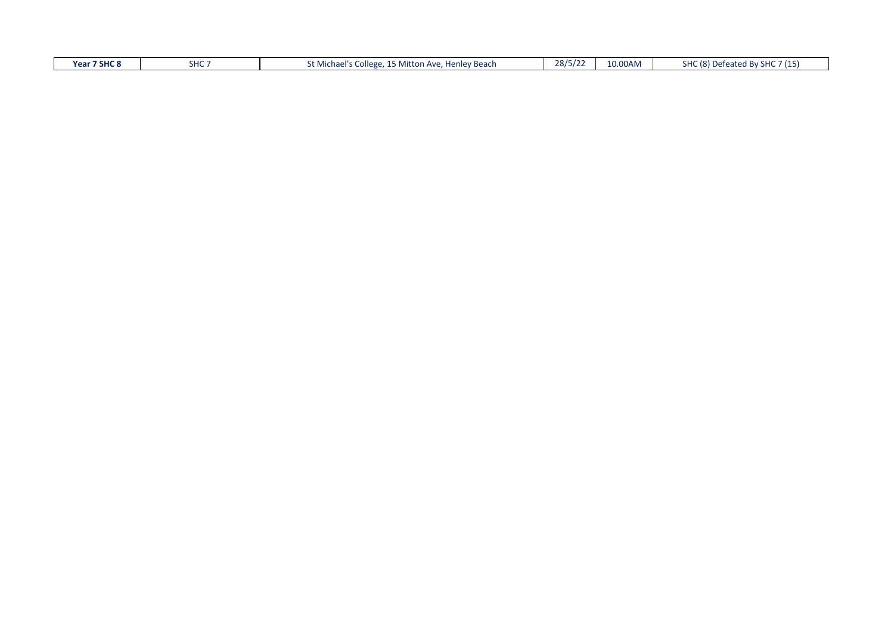| **Year 7 SHC 8** | SHC 7 | St Michael's College, 15 Mitton Ave, Henley Beach | 28/5/22 | 10.00AM | SHC (8) Defeated By SHC 7 (15) |
|---|---|---|---|---|---|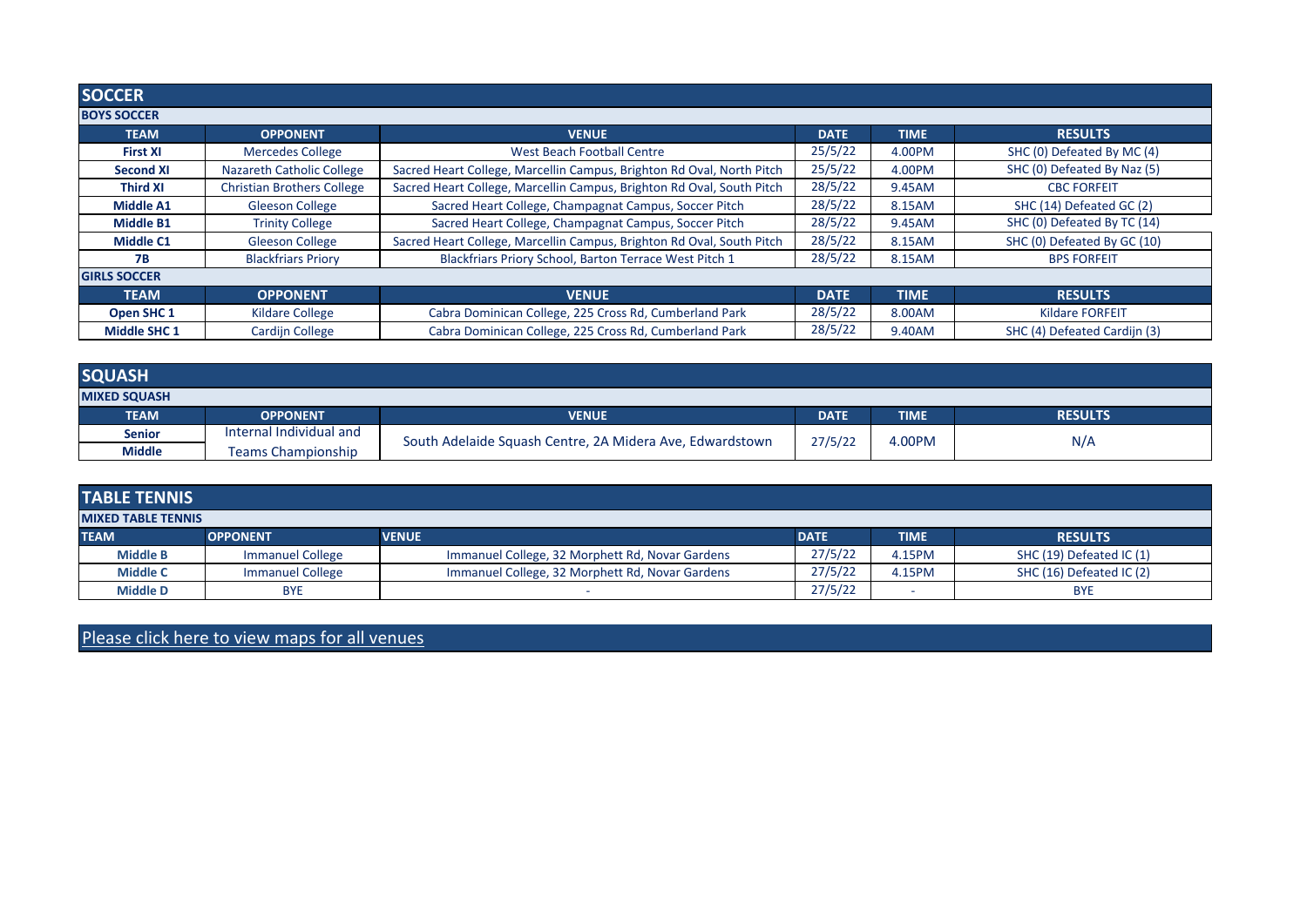## SOCCER

### BOYS SOCCER

| TEAM | OPPONENT | VENUE | DATE | TIME | RESULTS |
|---|---|---|---|---|---|
| **First XI** | Mercedes College | West Beach Football Centre | 25/5/22 | 4.00PM | SHC (0) Defeated By MC (4) |
| **Second XI** | Nazareth Catholic College | Sacred Heart College, Marcellin Campus, Brighton Rd Oval, North Pitch | 25/5/22 | 4.00PM | SHC (0) Defeated By Naz (5) |
| **Third XI** | Christian Brothers College | Sacred Heart College, Marcellin Campus, Brighton Rd Oval, South Pitch | 28/5/22 | 9.45AM | CBC FORFEIT |
| **Middle A1** | Gleeson College | Sacred Heart College, Champagnat Campus, Soccer Pitch | 28/5/22 | 8.15AM | SHC (14) Defeated GC (2) |
| **Middle B1** | Trinity College | Sacred Heart College, Champagnat Campus, Soccer Pitch | 28/5/22 | 9.45AM | SHC (0) Defeated By TC (14) |
| **Middle C1** | Gleeson College | Sacred Heart College, Marcellin Campus, Brighton Rd Oval, South Pitch | 28/5/22 | 8.15AM | SHC (0) Defeated By GC (10) |
| **7B** | Blackfriars Priory | Blackfriars Priory School, Barton Terrace West Pitch 1 | 28/5/22 | 8.15AM | BPS FORFEIT |

### GIRLS SOCCER

| TEAM | OPPONENT | VENUE | DATE | TIME | RESULTS |
|---|---|---|---|---|---|
| **Open SHC 1** | Kildare College | Cabra Dominican College, 225 Cross Rd, Cumberland Park | 28/5/22 | 8.00AM | Kildare FORFEIT |
| **Middle SHC 1** | Cardijn College | Cabra Dominican College, 225 Cross Rd, Cumberland Park | 28/5/22 | 9.40AM | SHC (4) Defeated Cardijn (3) |

## SQUASH

### MIXED SQUASH

| TEAM | OPPONENT | VENUE | DATE | TIME | RESULTS |
|---|---|---|---|---|---|
| **Senior** | Internal Individual and Teams Championship | South Adelaide Squash Centre, 2A Midera Ave, Edwardstown | 27/5/22 | 4.00PM | N/A |
| **Middle** | | | | | |

## TABLE TENNIS

### MIXED TABLE TENNIS

| TEAM | OPPONENT | VENUE | DATE | TIME | RESULTS |
|---|---|---|---|---|---|
| **Middle B** | Immanuel College | Immanuel College, 32 Morphett Rd, Novar Gardens | 27/5/22 | 4.15PM | SHC (19) Defeated IC (1) |
| **Middle C** | Immanuel College | Immanuel College, 32 Morphett Rd, Novar Gardens | 27/5/22 | 4.15PM | SHC (16) Defeated IC (2) |
| **Middle D** | BYE | - | 27/5/22 | - | BYE |

Please click here to view maps for all venues